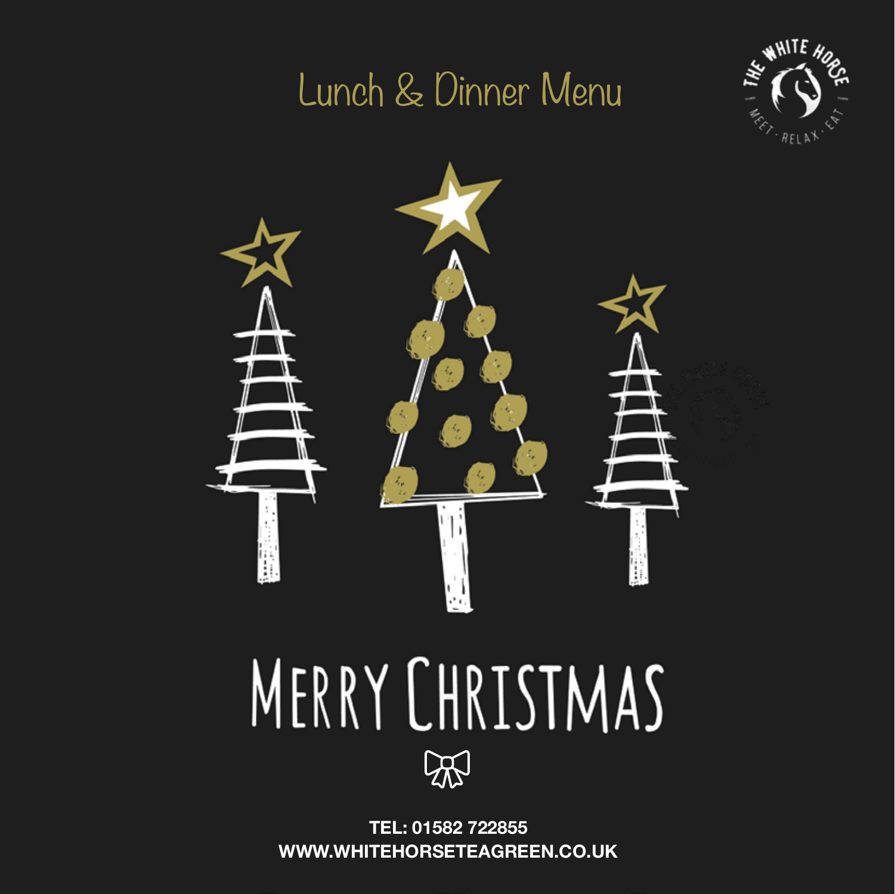# Lunch & Dinner Menu

THE WHITE HORSE
MEET · RELAX · EAT

## MERRY CHRISTMAS

**TEL: 01582 722855**
**WWW.WHITEHORSETEAGREEN.CO.UK**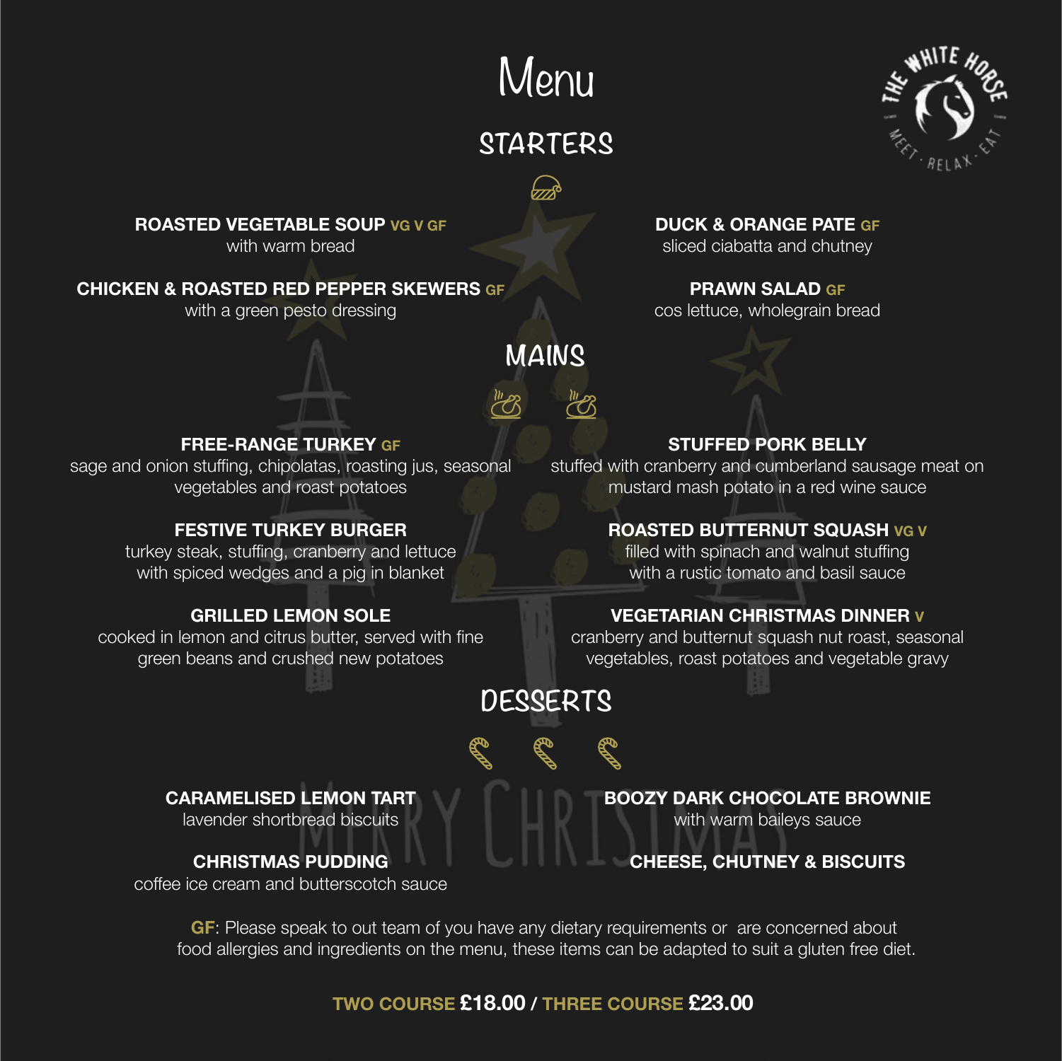# Menu

THE WHITE HORSE
MEET · RELAX · EAT

## STARTERS

**ROASTED VEGETABLE SOUP** VG V GF
with warm bread

**CHICKEN & ROASTED RED PEPPER SKEWERS** GF
with a green pesto dressing

**DUCK & ORANGE PATE** GF
sliced ciabatta and chutney

**PRAWN SALAD** GF
cos lettuce, wholegrain bread

## MAINS

**FREE-RANGE TURKEY** GF
sage and onion stuffing, chipolatas, roasting jus, seasonal vegetables and roast potatoes

**FESTIVE TURKEY BURGER**
turkey steak, stuffing, cranberry and lettuce with spiced wedges and a pig in blanket

**GRILLED LEMON SOLE**
cooked in lemon and citrus butter, served with fine green beans and crushed new potatoes

**STUFFED PORK BELLY**
stuffed with cranberry and cumberland sausage meat on mustard mash potato in a red wine sauce

**ROASTED BUTTERNUT SQUASH** VG V
filled with spinach and walnut stuffing with a rustic tomato and basil sauce

**VEGETARIAN CHRISTMAS DINNER** V
cranberry and butternut squash nut roast, seasonal vegetables, roast potatoes and vegetable gravy

## DESSERTS

**CARAMELISED LEMON TART**
lavender shortbread biscuits

**CHRISTMAS PUDDING**
coffee ice cream and butterscotch sauce

**BOOZY DARK CHOCOLATE BROWNIE**
with warm baileys sauce

**CHEESE, CHUTNEY & BISCUITS**

MERRY CHRISTMAS

**GF**: Please speak to out team of you have any dietary requirements or are concerned about food allergies and ingredients on the menu, these items can be adapted to suit a gluten free diet.

**TWO COURSE £18.00 / THREE COURSE £23.00**